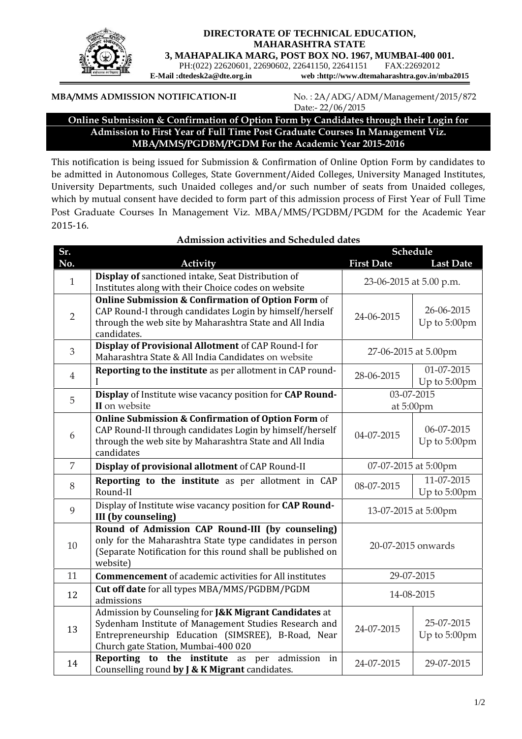**DIRECTORATE OF TECHNICAL EDUCATION, MAHARASHTRA STATE**
**3, MAHAPALIKA MARG, POST BOX NO. 1967, MUMBAI-400 001.**
PH:(022) 22620601, 22690602, 22641150, 22641151 FAX:22692012
**E-Mail :dtedesk2a@dte.org.in** **web :http://www.dtemaharashtra.gov.in/mba2015**

**MBA/MMS ADMISSION NOTIFICATION-II**

No. : 2A/ADG/ADM/Management/2015/872
Date:- 22/06/2015

## Online Submission & Confirmation of Option Form by Candidates through their Login for Admission to First Year of Full Time Post Graduate Courses In Management Viz. MBA/MMS/PGDBM/PGDM For the Academic Year 2015-2016

This notification is being issued for Submission & Confirmation of Online Option Form by candidates to be admitted in Autonomous Colleges, State Government/Aided Colleges, University Managed Institutes, University Departments, such Unaided colleges and/or such number of seats from Unaided colleges, which by mutual consent have decided to form part of this admission process of First Year of Full Time Post Graduate Courses In Management Viz. MBA/MMS/PGDBM/PGDM for the Academic Year 2015-16.

**Admission activities and Scheduled dates**

| Sr. No. | Activity | Schedule | |
|---|---|---|---|
| | | **First Date** | **Last Date** |
| 1 | **Display of** sanctioned intake, Seat Distribution of Institutes along with their Choice codes on website | 23-06-2015 at 5.00 p.m. | |
| 2 | **Online Submission & Confirmation of Option Form** of CAP Round-I through candidates Login by himself/herself through the web site by Maharashtra State and All India candidates. | 24-06-2015 | 26-06-2015 Up to 5:00pm |
| 3 | **Display of Provisional Allotment** of CAP Round-I for Maharashtra State & All India Candidates on website | 27-06-2015 at 5.00pm | |
| 4 | **Reporting to the institute** as per allotment in CAP round-I | 28-06-2015 | 01-07-2015 Up to 5:00pm |
| 5 | **Display** of Institute wise vacancy position for **CAP Round-II** on website | 03-07-2015 at 5:00pm | |
| 6 | **Online Submission & Confirmation of Option Form** of CAP Round-II through candidates Login by himself/herself through the web site by Maharashtra State and All India candidates | 04-07-2015 | 06-07-2015 Up to 5:00pm |
| 7 | **Display of provisional allotment** of CAP Round-II | 07-07-2015 at 5:00pm | |
| 8 | **Reporting to the institute** as per allotment in CAP Round-II | 08-07-2015 | 11-07-2015 Up to 5:00pm |
| 9 | Display of Institute wise vacancy position for **CAP Round-III (by counseling)** | 13-07-2015 at 5:00pm | |
| 10 | **Round of Admission CAP Round-III (by counseling)** only for the Maharashtra State type candidates in person (Separate Notification for this round shall be published on website) | 20-07-2015 onwards | |
| 11 | **Commencement** of academic activities for All institutes | 29-07-2015 | |
| 12 | **Cut off date** for all types MBA/MMS/PGDBM/PGDM admissions | 14-08-2015 | |
| 13 | Admission by Counseling for **J&K Migrant Candidates** at Sydenham Institute of Management Studies Research and Entrepreneurship Education (SIMSREE), B-Road, Near Church gate Station, Mumbai-400 020 | 24-07-2015 | 25-07-2015 Up to 5:00pm |
| 14 | **Reporting to the institute** as per admission in Counselling round **by J & K Migrant** candidates. | 24-07-2015 | 29-07-2015 |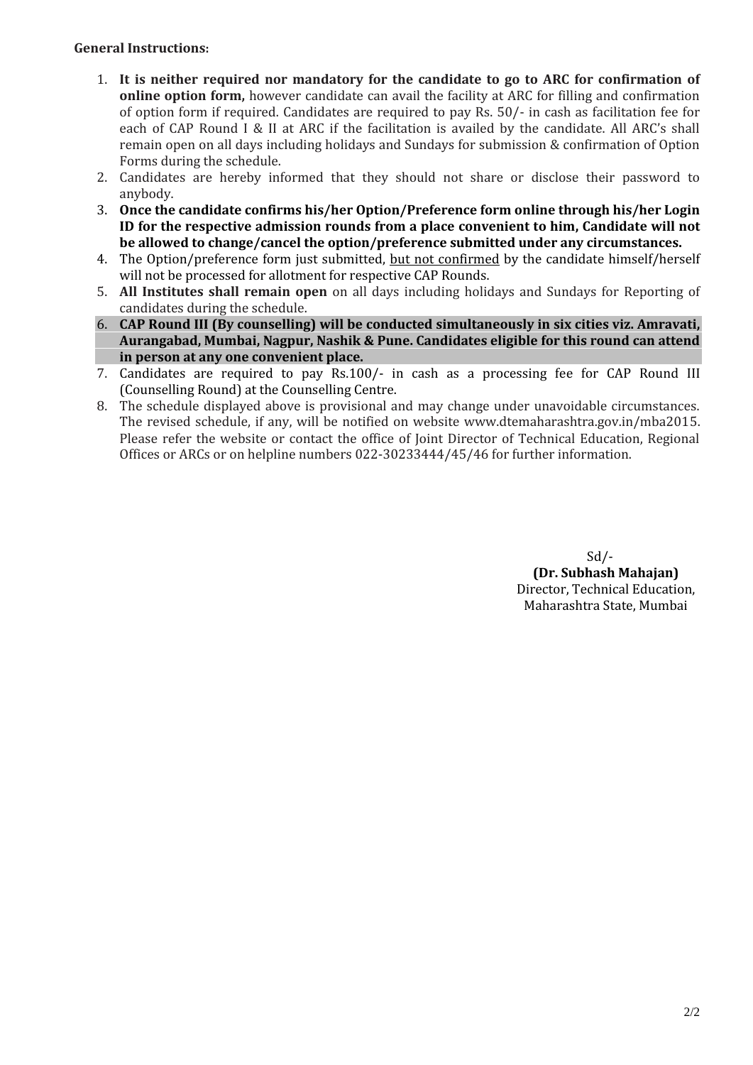**General Instructions:**

1. **It is neither required nor mandatory for the candidate to go to ARC for confirmation of online option form,** however candidate can avail the facility at ARC for filling and confirmation of option form if required. Candidates are required to pay Rs. 50/- in cash as facilitation fee for each of CAP Round I & II at ARC if the facilitation is availed by the candidate. All ARC's shall remain open on all days including holidays and Sundays for submission & confirmation of Option Forms during the schedule.
2. Candidates are hereby informed that they should not share or disclose their password to anybody.
3. **Once the candidate confirms his/her Option/Preference form online through his/her Login ID for the respective admission rounds from a place convenient to him, Candidate will not be allowed to change/cancel the option/preference submitted under any circumstances.**
4. The Option/preference form just submitted, <u>but not confirmed</u> by the candidate himself/herself will not be processed for allotment for respective CAP Rounds.
5. **All Institutes shall remain open** on all days including holidays and Sundays for Reporting of candidates during the schedule.
6. **CAP Round III (By counselling) will be conducted simultaneously in six cities viz. Amravati, Aurangabad, Mumbai, Nagpur, Nashik & Pune. Candidates eligible for this round can attend in person at any one convenient place.**
7. Candidates are required to pay Rs.100/- in cash as a processing fee for CAP Round III (Counselling Round) at the Counselling Centre.
8. The schedule displayed above is provisional and may change under unavoidable circumstances. The revised schedule, if any, will be notified on website www.dtemaharashtra.gov.in/mba2015. Please refer the website or contact the office of Joint Director of Technical Education, Regional Offices or ARCs or on helpline numbers 022-30233444/45/46 for further information.

Sd/-
**(Dr. Subhash Mahajan)**
Director, Technical Education,
Maharashtra State, Mumbai